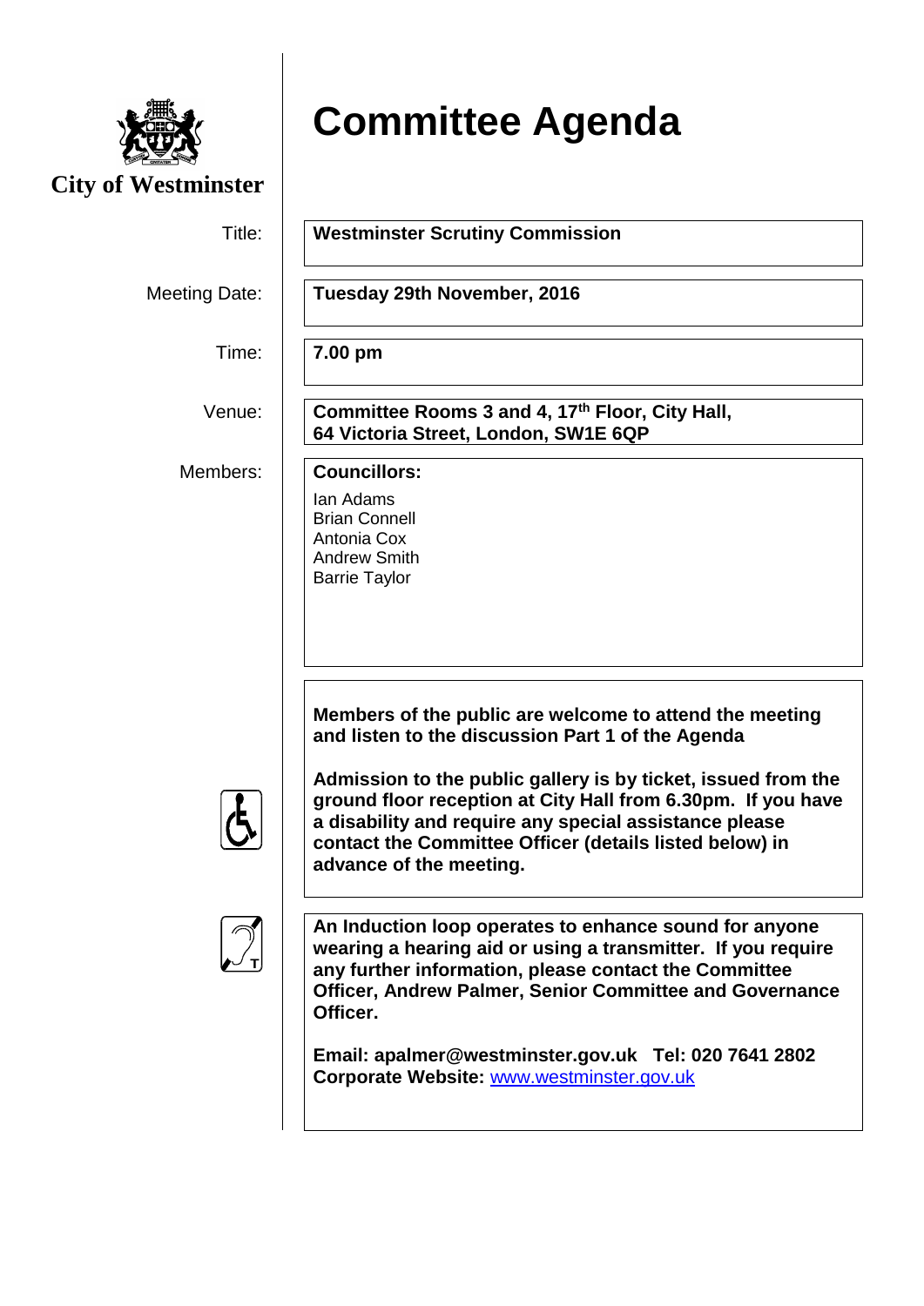City of Westminster

# Committee Agenda

| | |
|---|---|
| Title: | **Westminster Scrutiny Commission** |
| Meeting Date: | **Tuesday 29th November, 2016** |
| Time: | **7.00 pm** |
| Venue: | **Committee Rooms 3 and 4, 17th Floor, City Hall, 64 Victoria Street, London, SW1E 6QP** |
| Members: | **Councillors:** Ian Adams, Brian Connell, Antonia Cox, Andrew Smith, Barrie Taylor |

**Members of the public are welcome to attend the meeting and listen to the discussion Part 1 of the Agenda**

**Admission to the public gallery is by ticket, issued from the ground floor reception at City Hall from 6.30pm. If you have a disability and require any special assistance please contact the Committee Officer (details listed below) in advance of the meeting.**

**An Induction loop operates to enhance sound for anyone wearing a hearing aid or using a transmitter. If you require any further information, please contact the Committee Officer, Andrew Palmer, Senior Committee and Governance Officer.**

**Email: apalmer@westminster.gov.uk Tel: 020 7641 2802**
**Corporate Website:** www.westminster.gov.uk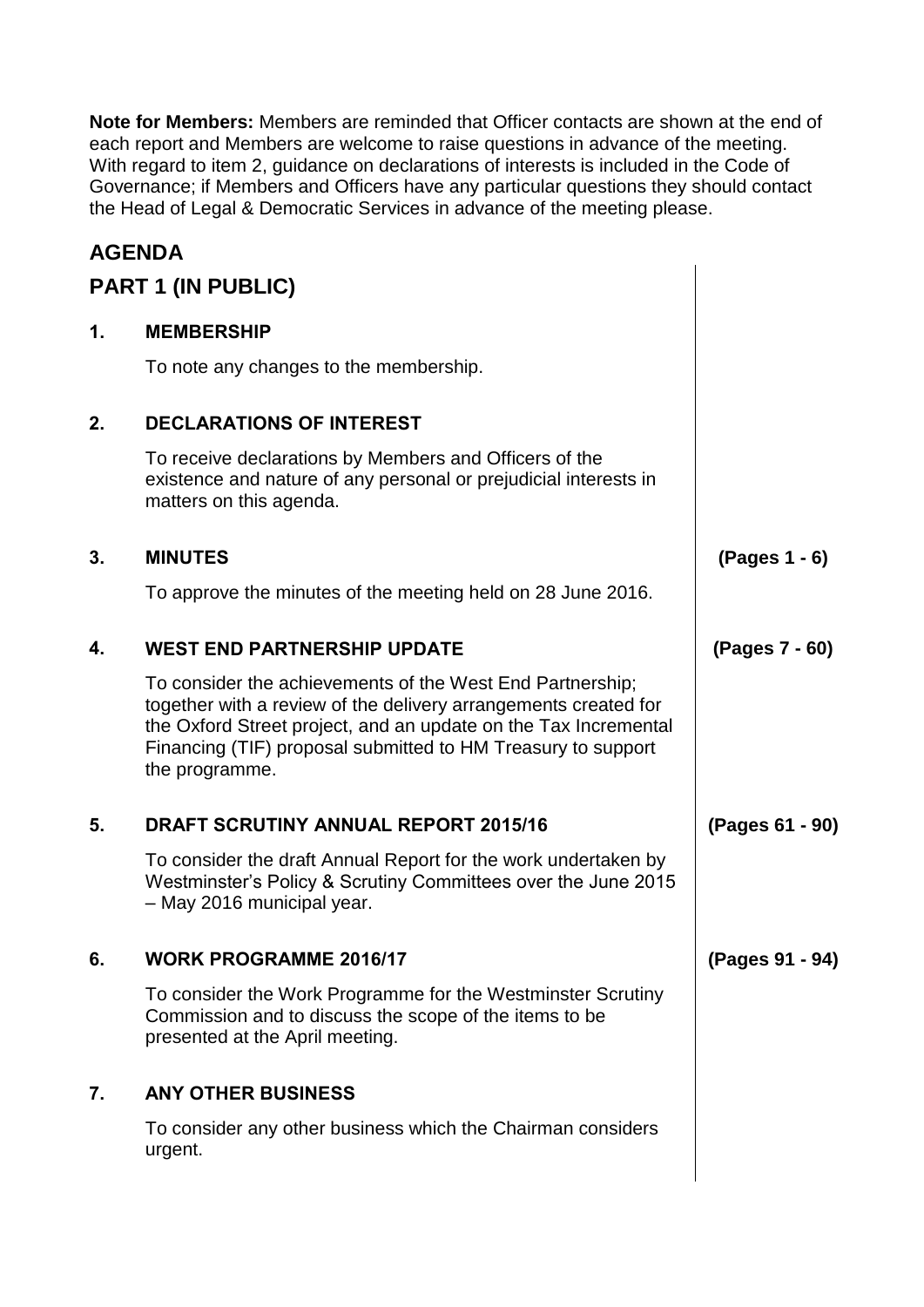**Note for Members:** Members are reminded that Officer contacts are shown at the end of each report and Members are welcome to raise questions in advance of the meeting. With regard to item 2, guidance on declarations of interests is included in the Code of Governance; if Members and Officers have any particular questions they should contact the Head of Legal & Democratic Services in advance of the meeting please.

## AGENDA

## PART 1 (IN PUBLIC)

### 1. MEMBERSHIP

To note any changes to the membership.

### 2. DECLARATIONS OF INTEREST

To receive declarations by Members and Officers of the existence and nature of any personal or prejudicial interests in matters on this agenda.

### 3. MINUTES (Pages 1 - 6)

To approve the minutes of the meeting held on 28 June 2016.

### 4. WEST END PARTNERSHIP UPDATE (Pages 7 - 60)

To consider the achievements of the West End Partnership; together with a review of the delivery arrangements created for the Oxford Street project, and an update on the Tax Incremental Financing (TIF) proposal submitted to HM Treasury to support the programme.

### 5. DRAFT SCRUTINY ANNUAL REPORT 2015/16 (Pages 61 - 90)

To consider the draft Annual Report for the work undertaken by Westminster's Policy & Scrutiny Committees over the June 2015 – May 2016 municipal year.

### 6. WORK PROGRAMME 2016/17 (Pages 91 - 94)

To consider the Work Programme for the Westminster Scrutiny Commission and to discuss the scope of the items to be presented at the April meeting.

### 7. ANY OTHER BUSINESS

To consider any other business which the Chairman considers urgent.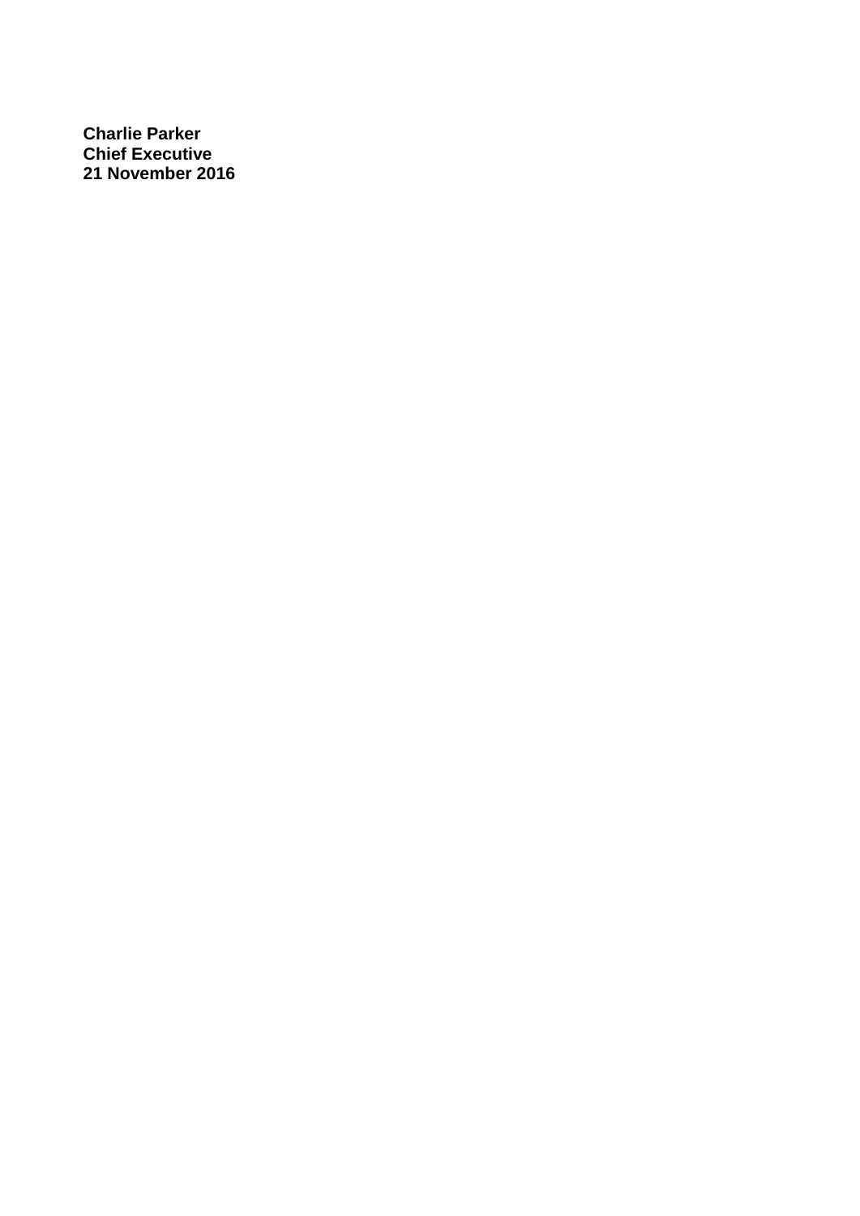**Charlie Parker**
**Chief Executive**
**21 November 2016**